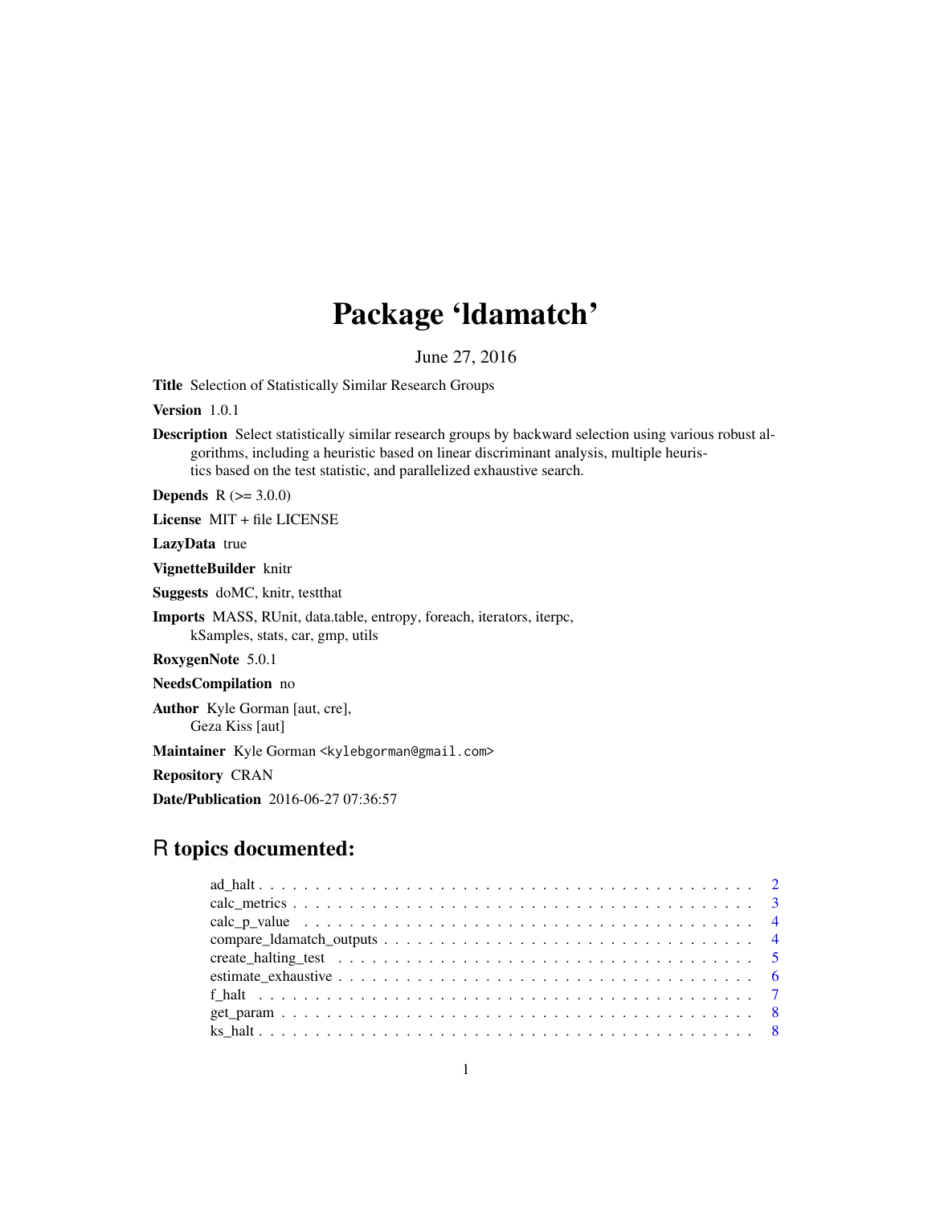# Package 'ldamatch'

June 27, 2016

**Title** Selection of Statistically Similar Research Groups

**Version** 1.0.1

**Description** Select statistically similar research groups by backward selection using various robust algorithms, including a heuristic based on linear discriminant analysis, multiple heuristics based on the test statistic, and parallelized exhaustive search.

**Depends** R (>= 3.0.0)

**License** MIT + file LICENSE

**LazyData** true

**VignetteBuilder** knitr

**Suggests** doMC, knitr, testthat

**Imports** MASS, RUnit, data.table, entropy, foreach, iterators, iterpc, kSamples, stats, car, gmp, utils

**RoxygenNote** 5.0.1

**NeedsCompilation** no

**Author** Kyle Gorman [aut, cre], Geza Kiss [aut]

**Maintainer** Kyle Gorman <kylebgorman@gmail.com>

**Repository** CRAN

**Date/Publication** 2016-06-27 07:36:57

## R topics documented:

ad_halt . . . . . . . . . . . . . . . . . . . . . . . . . . . . . . . . . . . . . . . . . . 2
calc_metrics . . . . . . . . . . . . . . . . . . . . . . . . . . . . . . . . . . . . . . . 3
calc_p_value . . . . . . . . . . . . . . . . . . . . . . . . . . . . . . . . . . . . . . . 4
compare_ldamatch_outputs . . . . . . . . . . . . . . . . . . . . . . . . . . . . . . . 4
create_halting_test . . . . . . . . . . . . . . . . . . . . . . . . . . . . . . . . . . . 5
estimate_exhaustive . . . . . . . . . . . . . . . . . . . . . . . . . . . . . . . . . . . 6
f_halt . . . . . . . . . . . . . . . . . . . . . . . . . . . . . . . . . . . . . . . . . . 7
get_param . . . . . . . . . . . . . . . . . . . . . . . . . . . . . . . . . . . . . . . . 8
ks_halt . . . . . . . . . . . . . . . . . . . . . . . . . . . . . . . . . . . . . . . . . . 8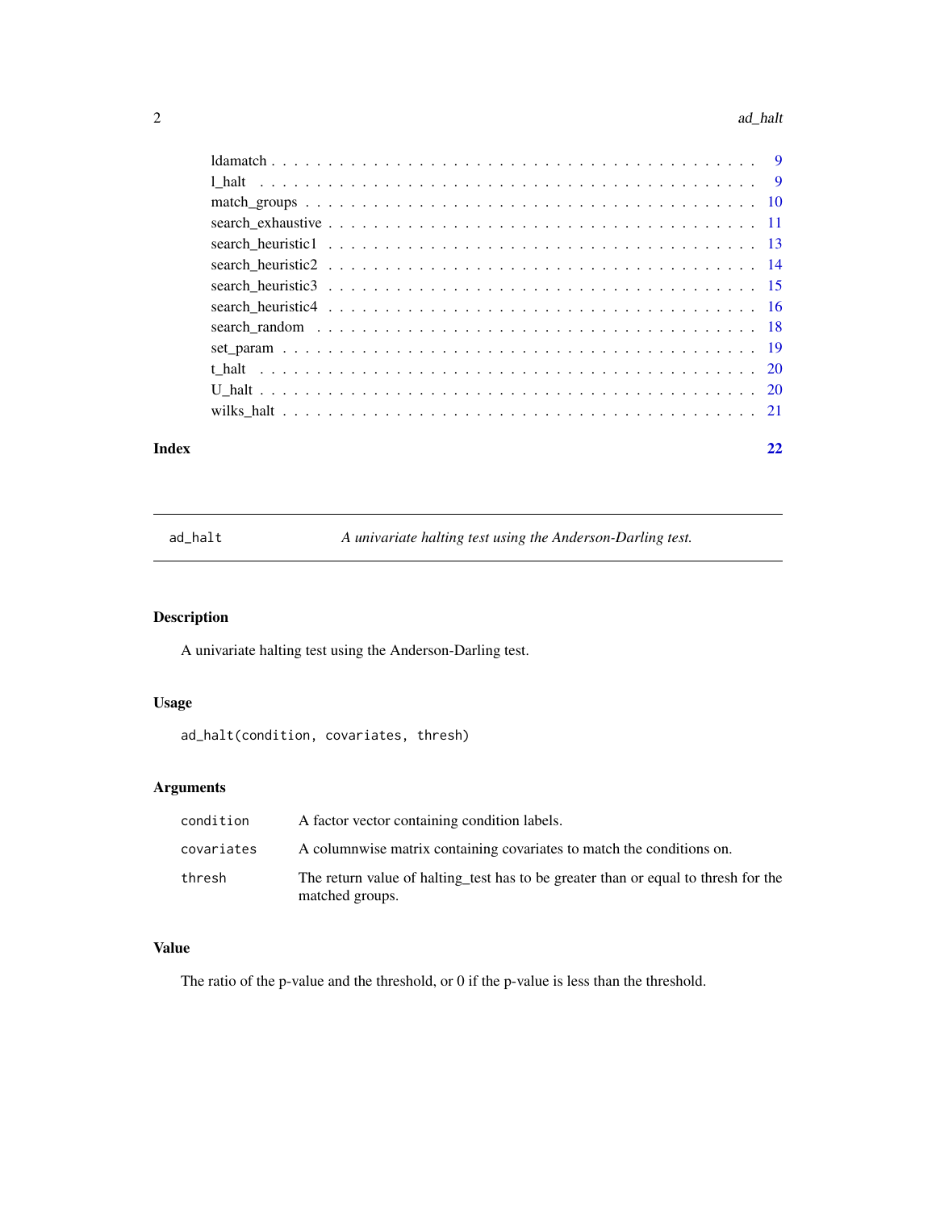ldamatch . . . . . . . . . . . . . . . . . . . . . . . . . . . . . . . . . . . . . . . . . 9
l_halt . . . . . . . . . . . . . . . . . . . . . . . . . . . . . . . . . . . . . . . . . . 9
match_groups . . . . . . . . . . . . . . . . . . . . . . . . . . . . . . . . . . . . . . . 10
search_exhaustive . . . . . . . . . . . . . . . . . . . . . . . . . . . . . . . . . . . . . 11
search_heuristic1 . . . . . . . . . . . . . . . . . . . . . . . . . . . . . . . . . . . . . 13
search_heuristic2 . . . . . . . . . . . . . . . . . . . . . . . . . . . . . . . . . . . . . 14
search_heuristic3 . . . . . . . . . . . . . . . . . . . . . . . . . . . . . . . . . . . . . 15
search_heuristic4 . . . . . . . . . . . . . . . . . . . . . . . . . . . . . . . . . . . . . 16
search_random . . . . . . . . . . . . . . . . . . . . . . . . . . . . . . . . . . . . . . . 18
set_param . . . . . . . . . . . . . . . . . . . . . . . . . . . . . . . . . . . . . . . . . 19
t_halt . . . . . . . . . . . . . . . . . . . . . . . . . . . . . . . . . . . . . . . . . . 20
U_halt . . . . . . . . . . . . . . . . . . . . . . . . . . . . . . . . . . . . . . . . . . 20
wilks_halt . . . . . . . . . . . . . . . . . . . . . . . . . . . . . . . . . . . . . . . . 21

**Index** 22

---

## ad_halt — *A univariate halting test using the Anderson-Darling test.*

### Description

A univariate halting test using the Anderson-Darling test.

### Usage

```
ad_halt(condition, covariates, thresh)
```

### Arguments

| | |
|---|---|
| `condition` | A factor vector containing condition labels. |
| `covariates` | A columnwise matrix containing covariates to match the conditions on. |
| `thresh` | The return value of halting_test has to be greater than or equal to thresh for the matched groups. |

### Value

The ratio of the p-value and the threshold, or 0 if the p-value is less than the threshold.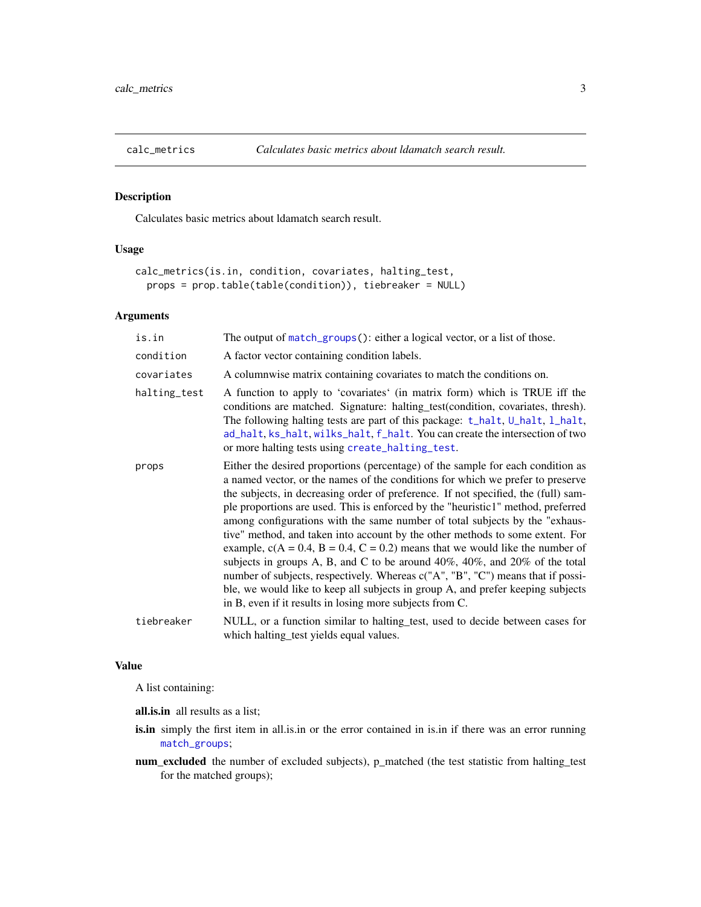## calc_metrics — *Calculates basic metrics about ldamatch search result.*

### Description

Calculates basic metrics about ldamatch search result.

### Usage

```
calc_metrics(is.in, condition, covariates, halting_test,
  props = prop.table(table(condition)), tiebreaker = NULL)
```

### Arguments

| Argument | Description |
|---|---|
| `is.in` | The output of `match_groups()`: either a logical vector, or a list of those. |
| `condition` | A factor vector containing condition labels. |
| `covariates` | A columnwise matrix containing covariates to match the conditions on. |
| `halting_test` | A function to apply to 'covariates' (in matrix form) which is TRUE iff the conditions are matched. Signature: halting_test(condition, covariates, thresh). The following halting tests are part of this package: `t_halt`, `U_halt`, `l_halt`, `ad_halt`, `ks_halt`, `wilks_halt`, `f_halt`. You can create the intersection of two or more halting tests using `create_halting_test`. |
| `props` | Either the desired proportions (percentage) of the sample for each condition as a named vector, or the names of the conditions for which we prefer to preserve the subjects, in decreasing order of preference. If not specified, the (full) sample proportions are used. This is enforced by the "heuristic1" method, preferred among configurations with the same number of total subjects by the "exhaustive" method, and taken into account by the other methods to some extent. For example, c(A = 0.4, B = 0.4, C = 0.2) means that we would like the number of subjects in groups A, B, and C to be around 40%, 40%, and 20% of the total number of subjects, respectively. Whereas c("A", "B", "C") means that if possible, we would like to keep all subjects in group A, and prefer keeping subjects in B, even if it results in losing more subjects from C. |
| `tiebreaker` | NULL, or a function similar to halting_test, used to decide between cases for which halting_test yields equal values. |

### Value

A list containing:

**all.is.in** all results as a list;

**is.in** simply the first item in all.is.in or the error contained in is.in if there was an error running `match_groups`;

**num_excluded** the number of excluded subjects), p_matched (the test statistic from halting_test for the matched groups);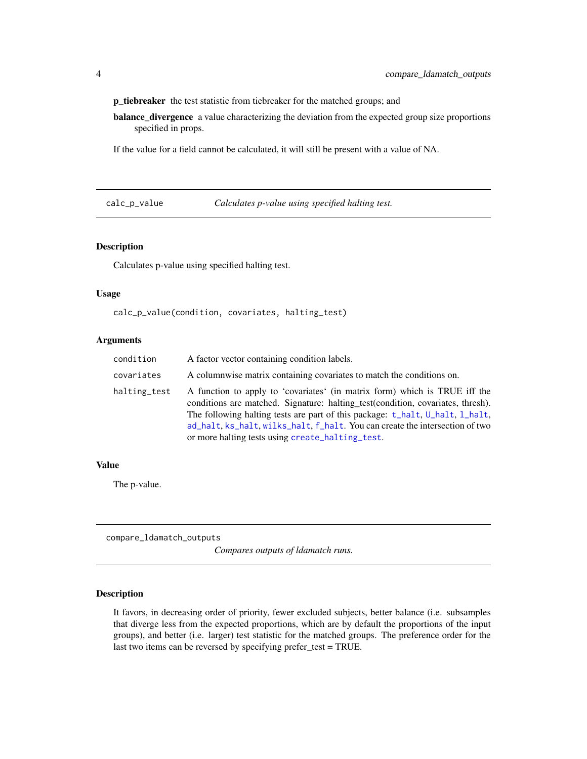**p_tiebreaker** the test statistic from tiebreaker for the matched groups; and

**balance_divergence** a value characterizing the deviation from the expected group size proportions specified in props.

If the value for a field cannot be calculated, it will still be present with a value of NA.

## calc_p_value — *Calculates p-value using specified halting test.*

### Description

Calculates p-value using specified halting test.

### Usage

```
calc_p_value(condition, covariates, halting_test)
```

### Arguments

| | |
|---|---|
| `condition` | A factor vector containing condition labels. |
| `covariates` | A columnwise matrix containing covariates to match the conditions on. |
| `halting_test` | A function to apply to 'covariates' (in matrix form) which is TRUE iff the conditions are matched. Signature: halting_test(condition, covariates, thresh). The following halting tests are part of this package: `t_halt`, `U_halt`, `l_halt`, `ad_halt`, `ks_halt`, `wilks_halt`, `f_halt`. You can create the intersection of two or more halting tests using `create_halting_test`. |

### Value

The p-value.

## compare_ldamatch_outputs — *Compares outputs of ldamatch runs.*

### Description

It favors, in decreasing order of priority, fewer excluded subjects, better balance (i.e. subsamples that diverge less from the expected proportions, which are by default the proportions of the input groups), and better (i.e. larger) test statistic for the matched groups. The preference order for the last two items can be reversed by specifying prefer_test = TRUE.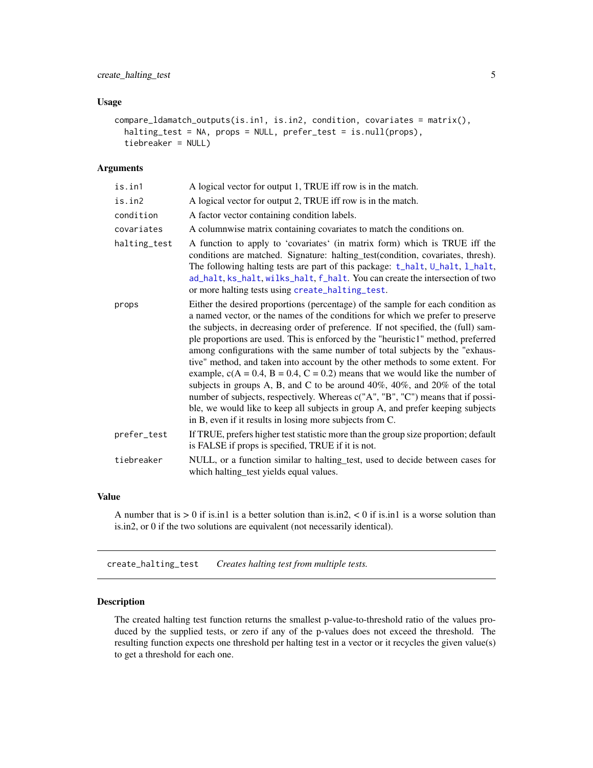## Usage

```
compare_ldamatch_outputs(is.in1, is.in2, condition, covariates = matrix(),
  halting_test = NA, props = NULL, prefer_test = is.null(props),
  tiebreaker = NULL)
```

## Arguments

| | |
|---|---|
| `is.in1` | A logical vector for output 1, TRUE iff row is in the match. |
| `is.in2` | A logical vector for output 2, TRUE iff row is in the match. |
| `condition` | A factor vector containing condition labels. |
| `covariates` | A columnwise matrix containing covariates to match the conditions on. |
| `halting_test` | A function to apply to 'covariates' (in matrix form) which is TRUE iff the conditions are matched. Signature: halting_test(condition, covariates, thresh). The following halting tests are part of this package: `t_halt`, `U_halt`, `l_halt`, `ad_halt`, `ks_halt`, `wilks_halt`, `f_halt`. You can create the intersection of two or more halting tests using `create_halting_test`. |
| `props` | Either the desired proportions (percentage) of the sample for each condition as a named vector, or the names of the conditions for which we prefer to preserve the subjects, in decreasing order of preference. If not specified, the (full) sample proportions are used. This is enforced by the "heuristic1" method, preferred among configurations with the same number of total subjects by the "exhaustive" method, and taken into account by the other methods to some extent. For example, c(A = 0.4, B = 0.4, C = 0.2) means that we would like the number of subjects in groups A, B, and C to be around 40%, 40%, and 20% of the total number of subjects, respectively. Whereas c("A", "B", "C") means that if possible, we would like to keep all subjects in group A, and prefer keeping subjects in B, even if it results in losing more subjects from C. |
| `prefer_test` | If TRUE, prefers higher test statistic more than the group size proportion; default is FALSE if props is specified, TRUE if it is not. |
| `tiebreaker` | NULL, or a function similar to halting_test, used to decide between cases for which halting_test yields equal values. |

## Value

A number that is > 0 if is.in1 is a better solution than is.in2, < 0 if is.in1 is a worse solution than is.in2, or 0 if the two solutions are equivalent (not necessarily identical).

---

# create_halting_test — *Creates halting test from multiple tests.*

## Description

The created halting test function returns the smallest p-value-to-threshold ratio of the values produced by the supplied tests, or zero if any of the p-values does not exceed the threshold. The resulting function expects one threshold per halting test in a vector or it recycles the given value(s) to get a threshold for each one.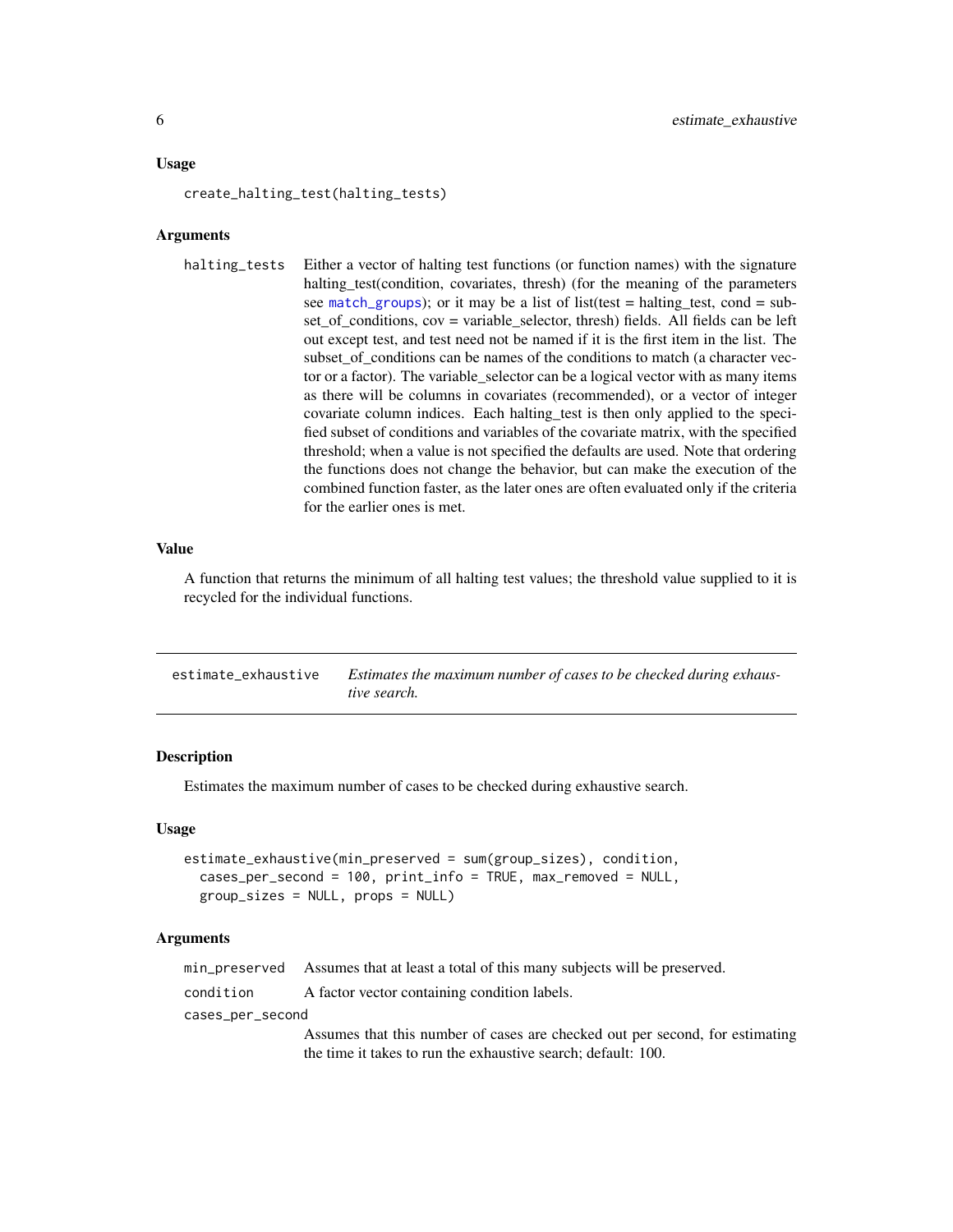### Usage

```
create_halting_test(halting_tests)
```

### Arguments

| | |
|---|---|
| halting_tests | Either a vector of halting test functions (or function names) with the signature halting_test(condition, covariates, thresh) (for the meaning of the parameters see match_groups); or it may be a list of list(test = halting_test, cond = subset_of_conditions, cov = variable_selector, thresh) fields. All fields can be left out except test, and test need not be named if it is the first item in the list. The subset_of_conditions can be names of the conditions to match (a character vector or a factor). The variable_selector can be a logical vector with as many items as there will be columns in covariates (recommended), or a vector of integer covariate column indices. Each halting_test is then only applied to the specified subset of conditions and variables of the covariate matrix, with the specified threshold; when a value is not specified the defaults are used. Note that ordering the functions does not change the behavior, but can make the execution of the combined function faster, as the later ones are often evaluated only if the criteria for the earlier ones is met. |

### Value

A function that returns the minimum of all halting test values; the threshold value supplied to it is recycled for the individual functions.

---

## estimate_exhaustive — *Estimates the maximum number of cases to be checked during exhaustive search.*

---

### Description

Estimates the maximum number of cases to be checked during exhaustive search.

### Usage

```
estimate_exhaustive(min_preserved = sum(group_sizes), condition,
  cases_per_second = 100, print_info = TRUE, max_removed = NULL,
  group_sizes = NULL, props = NULL)
```

### Arguments

| | |
|---|---|
| min_preserved | Assumes that at least a total of this many subjects will be preserved. |
| condition | A factor vector containing condition labels. |
| cases_per_second | Assumes that this number of cases are checked out per second, for estimating the time it takes to run the exhaustive search; default: 100. |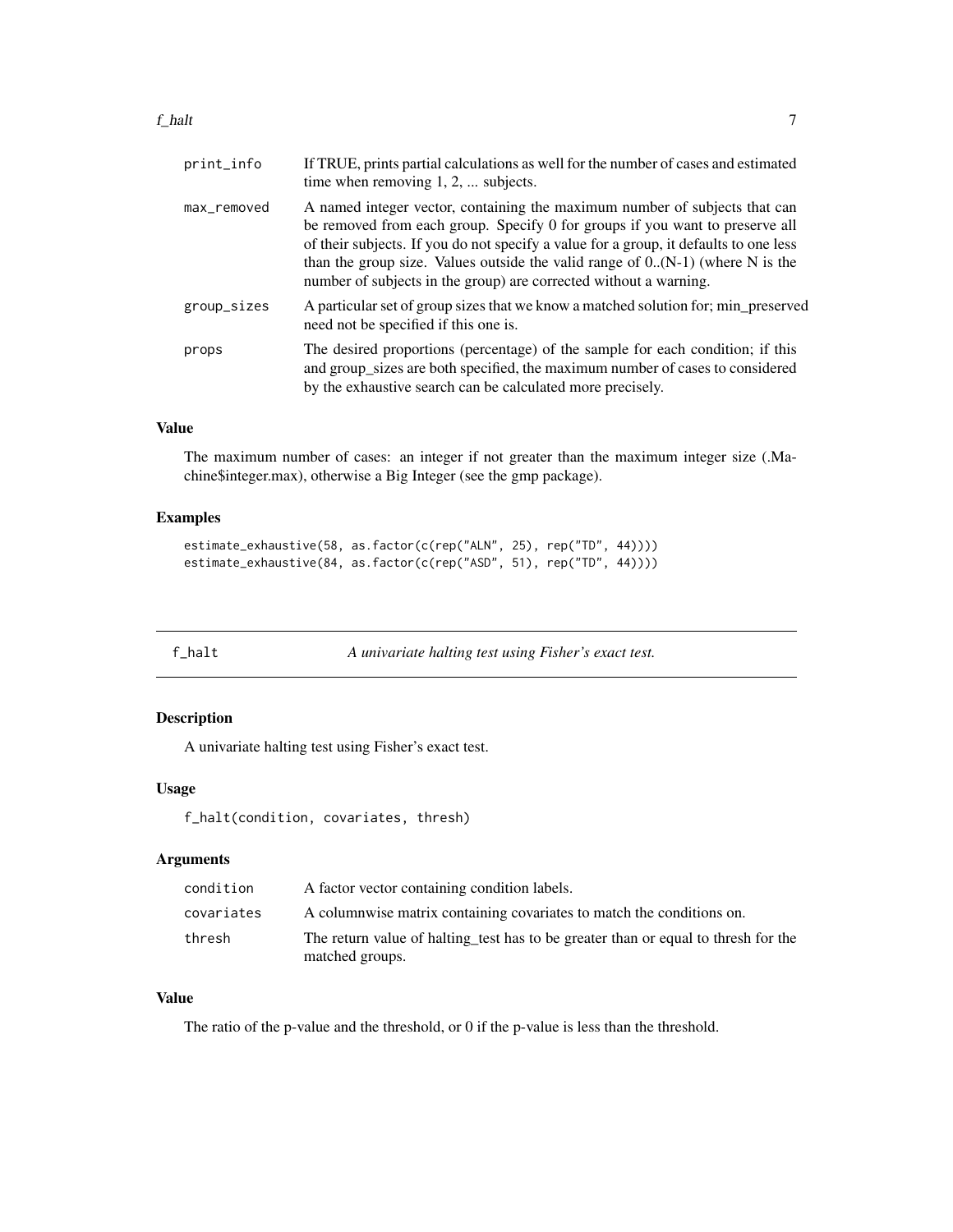| | |
|---|---|
| print_info | If TRUE, prints partial calculations as well for the number of cases and estimated time when removing 1, 2, ... subjects. |
| max_removed | A named integer vector, containing the maximum number of subjects that can be removed from each group. Specify 0 for groups if you want to preserve all of their subjects. If you do not specify a value for a group, it defaults to one less than the group size. Values outside the valid range of 0..(N-1) (where N is the number of subjects in the group) are corrected without a warning. |
| group_sizes | A particular set of group sizes that we know a matched solution for; min_preserved need not be specified if this one is. |
| props | The desired proportions (percentage) of the sample for each condition; if this and group_sizes are both specified, the maximum number of cases to considered by the exhaustive search can be calculated more precisely. |

### Value

The maximum number of cases: an integer if not greater than the maximum integer size (.Machine$integer.max), otherwise a Big Integer (see the gmp package).

### Examples

```
estimate_exhaustive(58, as.factor(c(rep("ALN", 25), rep("TD", 44))))
estimate_exhaustive(84, as.factor(c(rep("ASD", 51), rep("TD", 44))))
```

---

## f_halt — *A univariate halting test using Fisher's exact test.*

### Description

A univariate halting test using Fisher's exact test.

### Usage

```
f_halt(condition, covariates, thresh)
```

### Arguments

| | |
|---|---|
| condition | A factor vector containing condition labels. |
| covariates | A columnwise matrix containing covariates to match the conditions on. |
| thresh | The return value of halting_test has to be greater than or equal to thresh for the matched groups. |

### Value

The ratio of the p-value and the threshold, or 0 if the p-value is less than the threshold.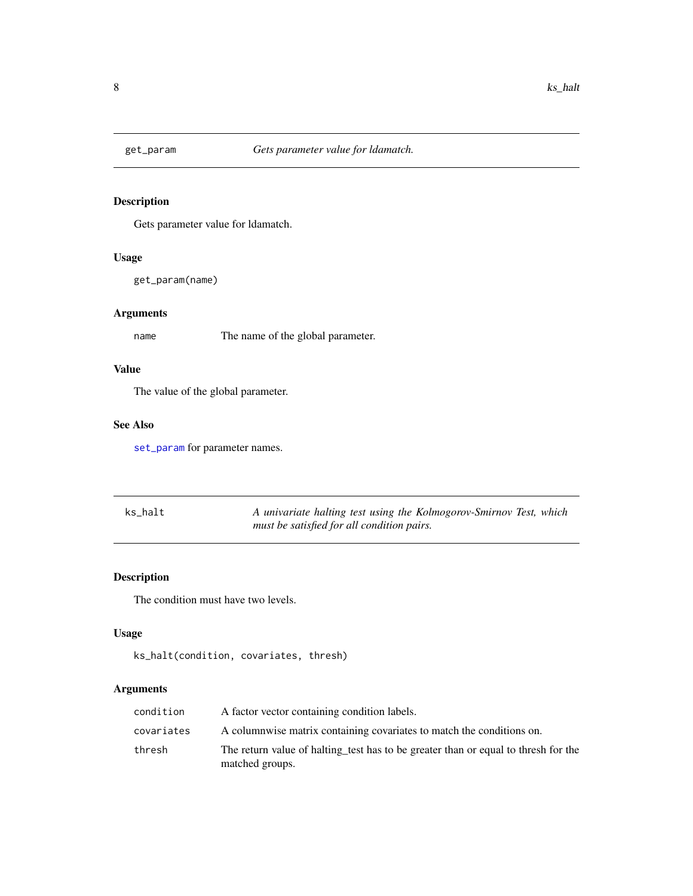## get_param — *Gets parameter value for ldamatch.*

### Description

Gets parameter value for ldamatch.

### Usage

```
get_param(name)
```

### Arguments

| | |
|---|---|
| name | The name of the global parameter. |

### Value

The value of the global parameter.

### See Also

set_param for parameter names.

## ks_halt — *A univariate halting test using the Kolmogorov-Smirnov Test, which must be satisfied for all condition pairs.*

### Description

The condition must have two levels.

### Usage

```
ks_halt(condition, covariates, thresh)
```

### Arguments

| | |
|---|---|
| condition | A factor vector containing condition labels. |
| covariates | A columnwise matrix containing covariates to match the conditions on. |
| thresh | The return value of halting_test has to be greater than or equal to thresh for the matched groups. |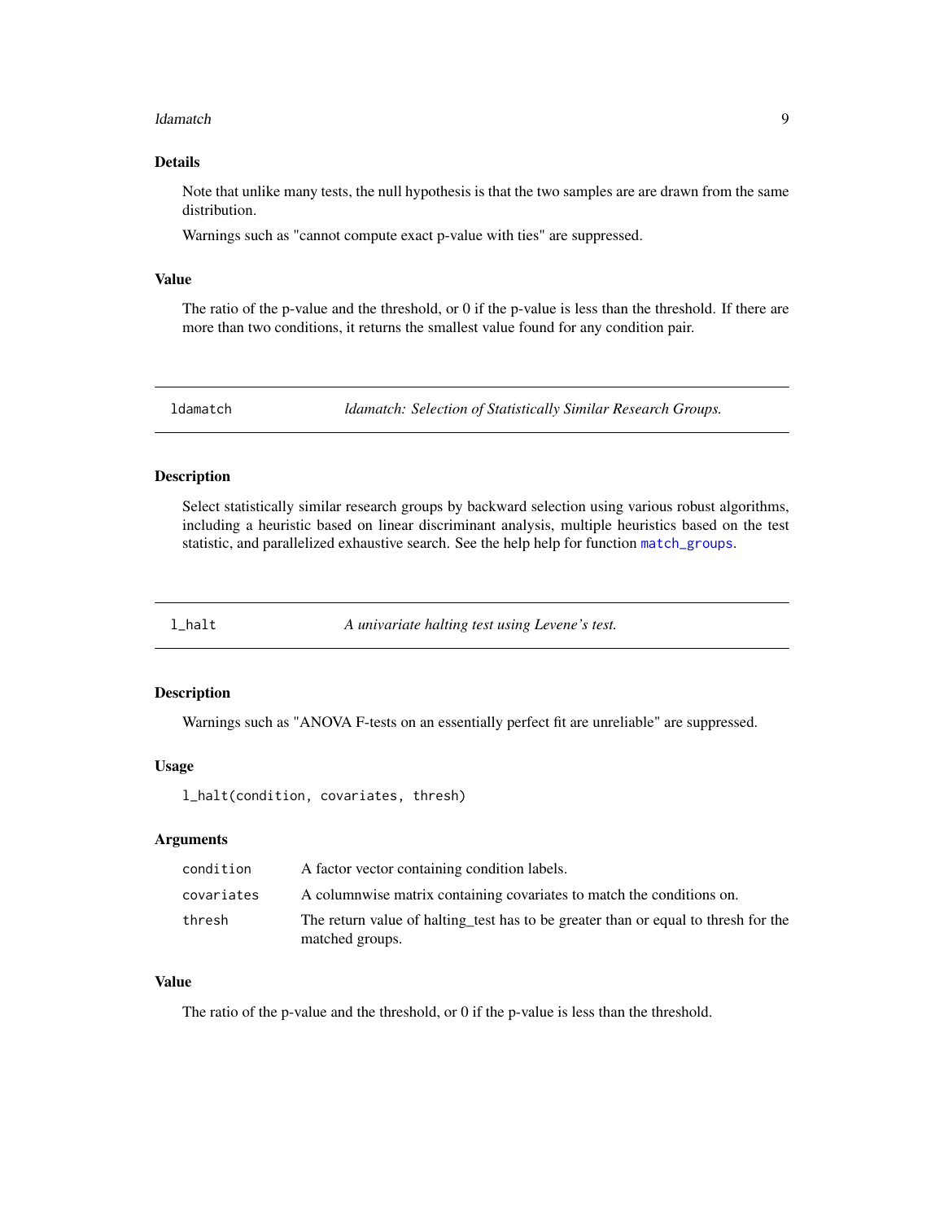### Details

Note that unlike many tests, the null hypothesis is that the two samples are are drawn from the same distribution.

Warnings such as "cannot compute exact p-value with ties" are suppressed.

### Value

The ratio of the p-value and the threshold, or 0 if the p-value is less than the threshold. If there are more than two conditions, it returns the smallest value found for any condition pair.

---

## ldamatch — *ldamatch: Selection of Statistically Similar Research Groups.*

---

### Description

Select statistically similar research groups by backward selection using various robust algorithms, including a heuristic based on linear discriminant analysis, multiple heuristics based on the test statistic, and parallelized exhaustive search. See the help help for function `match_groups`.

---

## l_halt — *A univariate halting test using Levene's test.*

---

### Description

Warnings such as "ANOVA F-tests on an essentially perfect fit are unreliable" are suppressed.

### Usage

```
l_halt(condition, covariates, thresh)
```

### Arguments

| | |
|---|---|
| `condition` | A factor vector containing condition labels. |
| `covariates` | A columnwise matrix containing covariates to match the conditions on. |
| `thresh` | The return value of halting_test has to be greater than or equal to thresh for the matched groups. |

### Value

The ratio of the p-value and the threshold, or 0 if the p-value is less than the threshold.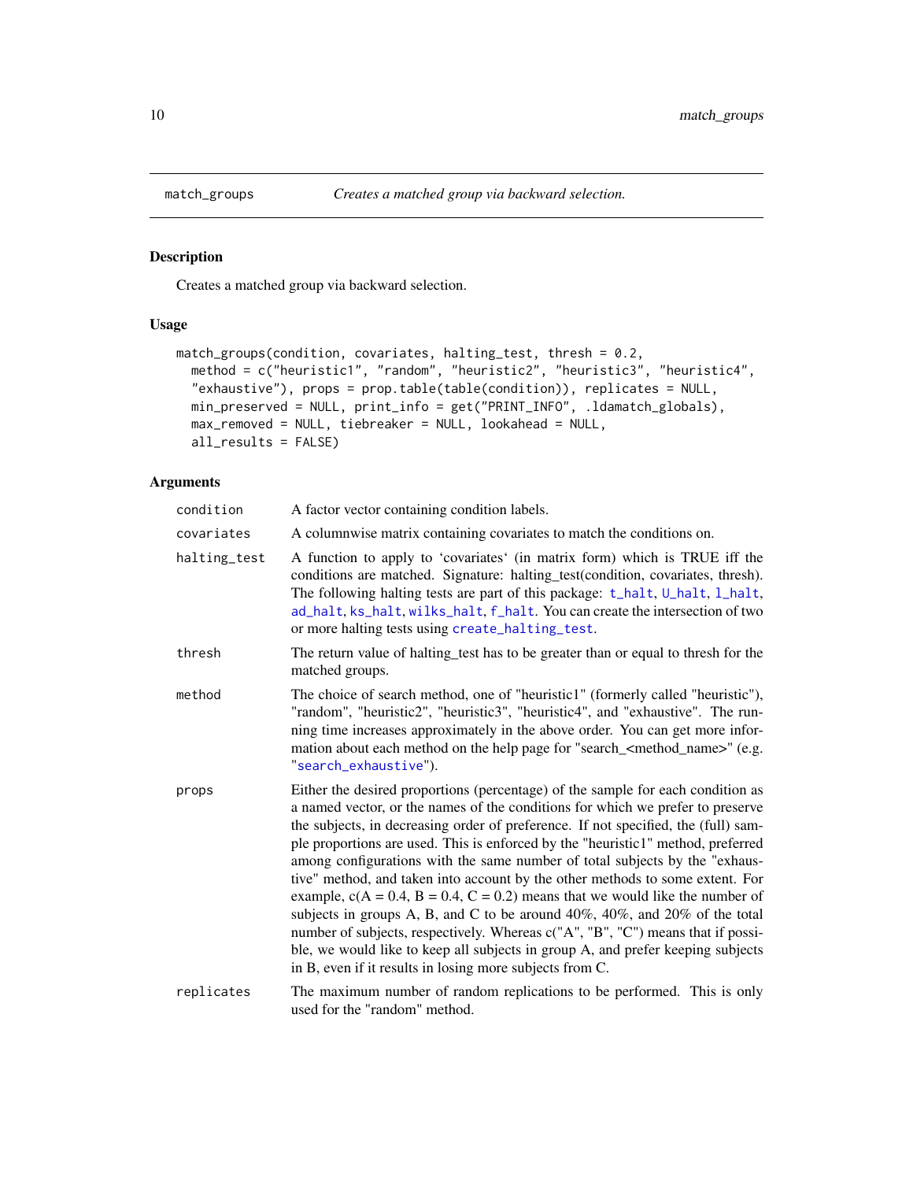match_groups *Creates a matched group via backward selection.*

## Description

Creates a matched group via backward selection.

## Usage

```
match_groups(condition, covariates, halting_test, thresh = 0.2,
  method = c("heuristic1", "random", "heuristic2", "heuristic3", "heuristic4",
  "exhaustive"), props = prop.table(table(condition)), replicates = NULL,
  min_preserved = NULL, print_info = get("PRINT_INFO", .ldamatch_globals),
  max_removed = NULL, tiebreaker = NULL, lookahead = NULL,
  all_results = FALSE)
```

## Arguments

| | |
|---|---|
| condition | A factor vector containing condition labels. |
| covariates | A columnwise matrix containing covariates to match the conditions on. |
| halting_test | A function to apply to 'covariates' (in matrix form) which is TRUE iff the conditions are matched. Signature: halting_test(condition, covariates, thresh). The following halting tests are part of this package: t_halt, U_halt, l_halt, ad_halt, ks_halt, wilks_halt, f_halt. You can create the intersection of two or more halting tests using create_halting_test. |
| thresh | The return value of halting_test has to be greater than or equal to thresh for the matched groups. |
| method | The choice of search method, one of "heuristic1" (formerly called "heuristic"), "random", "heuristic2", "heuristic3", "heuristic4", and "exhaustive". The running time increases approximately in the above order. You can get more information about each method on the help page for "search_<method_name>" (e.g. "search_exhaustive"). |
| props | Either the desired proportions (percentage) of the sample for each condition as a named vector, or the names of the conditions for which we prefer to preserve the subjects, in decreasing order of preference. If not specified, the (full) sample proportions are used. This is enforced by the "heuristic1" method, preferred among configurations with the same number of total subjects by the "exhaustive" method, and taken into account by the other methods to some extent. For example, c(A = 0.4, B = 0.4, C = 0.2) means that we would like the number of subjects in groups A, B, and C to be around 40%, 40%, and 20% of the total number of subjects, respectively. Whereas c("A", "B", "C") means that if possible, we would like to keep all subjects in group A, and prefer keeping subjects in B, even if it results in losing more subjects from C. |
| replicates | The maximum number of random replications to be performed. This is only used for the "random" method. |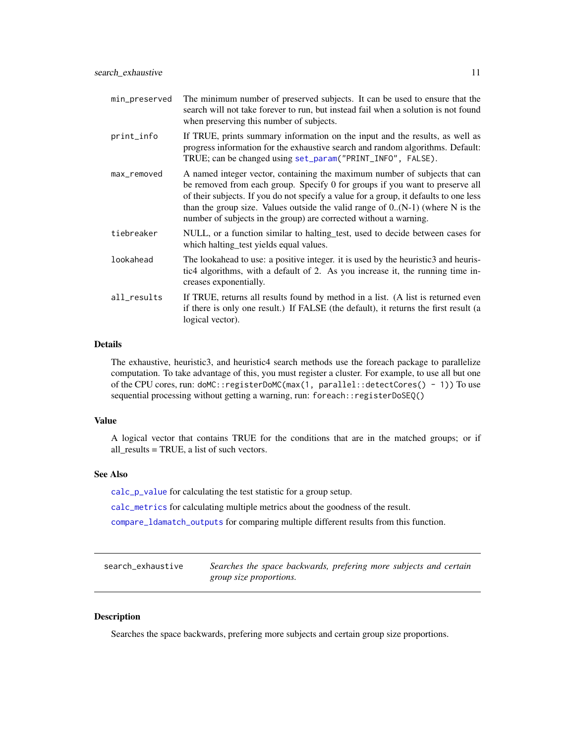| | |
|---|---|
| `min_preserved` | The minimum number of preserved subjects. It can be used to ensure that the search will not take forever to run, but instead fail when a solution is not found when preserving this number of subjects. |
| `print_info` | If TRUE, prints summary information on the input and the results, as well as progress information for the exhaustive search and random algorithms. Default: TRUE; can be changed using `set_param("PRINT_INFO", FALSE)`. |
| `max_removed` | A named integer vector, containing the maximum number of subjects that can be removed from each group. Specify 0 for groups if you want to preserve all of their subjects. If you do not specify a value for a group, it defaults to one less than the group size. Values outside the valid range of 0..(N-1) (where N is the number of subjects in the group) are corrected without a warning. |
| `tiebreaker` | NULL, or a function similar to halting_test, used to decide between cases for which halting_test yields equal values. |
| `lookahead` | The lookahead to use: a positive integer. it is used by the heuristic3 and heuristic4 algorithms, with a default of 2. As you increase it, the running time increases exponentially. |
| `all_results` | If TRUE, returns all results found by method in a list. (A list is returned even if there is only one result.) If FALSE (the default), it returns the first result (a logical vector). |

## Details

The exhaustive, heuristic3, and heuristic4 search methods use the foreach package to parallelize computation. To take advantage of this, you must register a cluster. For example, to use all but one of the CPU cores, run: `doMC::registerDoMC(max(1, parallel::detectCores() - 1))` To use sequential processing without getting a warning, run: `foreach::registerDoSEQ()`

## Value

A logical vector that contains TRUE for the conditions that are in the matched groups; or if all_results = TRUE, a list of such vectors.

## See Also

`calc_p_value` for calculating the test statistic for a group setup.

`calc_metrics` for calculating multiple metrics about the goodness of the result.

`compare_ldamatch_outputs` for comparing multiple different results from this function.

---

# search_exhaustive

*Searches the space backwards, prefering more subjects and certain group size proportions.*

---

## Description

Searches the space backwards, prefering more subjects and certain group size proportions.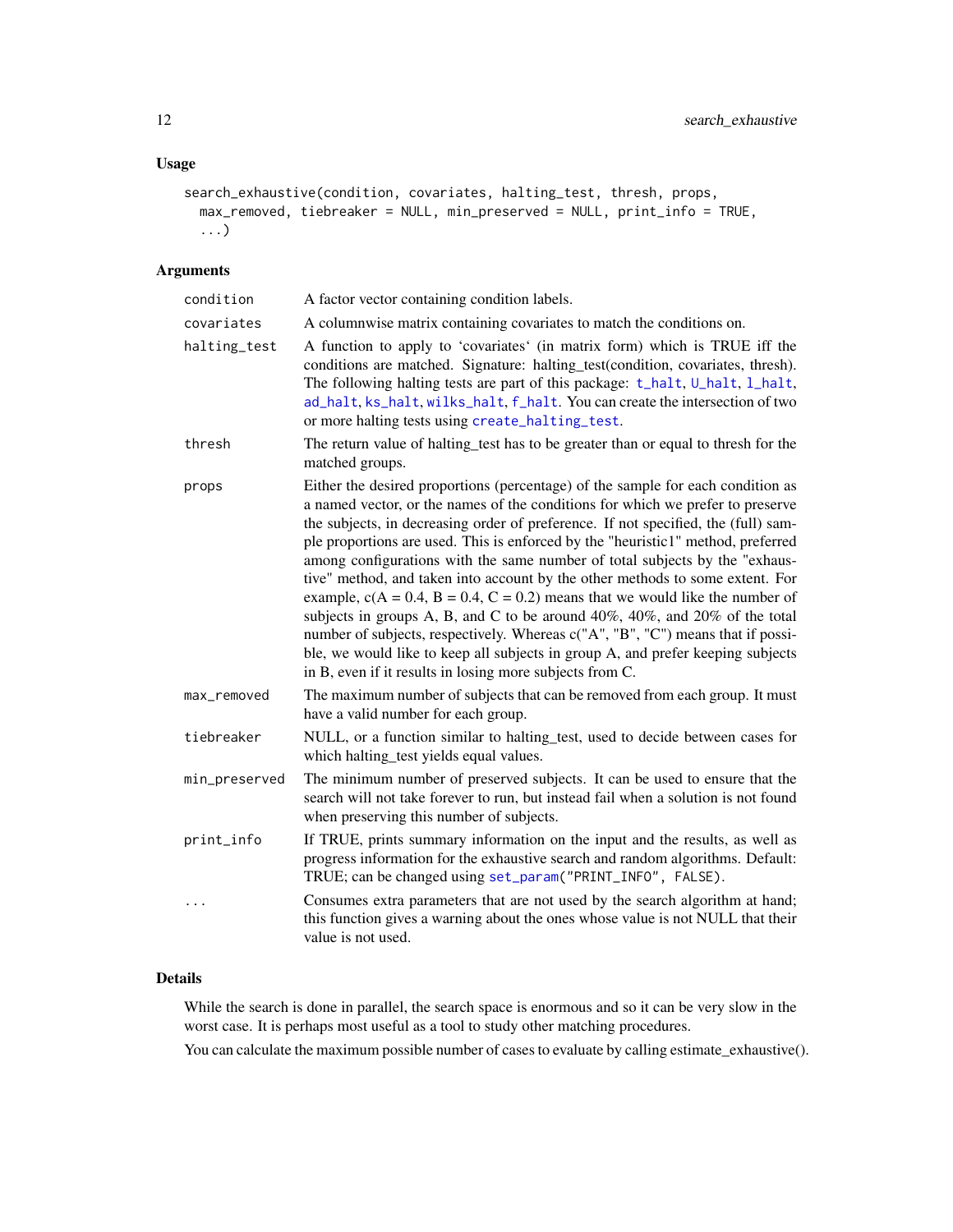## Usage

```
search_exhaustive(condition, covariates, halting_test, thresh, props,
  max_removed, tiebreaker = NULL, min_preserved = NULL, print_info = TRUE,
  ...)
```

## Arguments

| | |
|---|---|
| condition | A factor vector containing condition labels. |
| covariates | A columnwise matrix containing covariates to match the conditions on. |
| halting_test | A function to apply to 'covariates' (in matrix form) which is TRUE iff the conditions are matched. Signature: halting_test(condition, covariates, thresh). The following halting tests are part of this package: t_halt, U_halt, l_halt, ad_halt, ks_halt, wilks_halt, f_halt. You can create the intersection of two or more halting tests using create_halting_test. |
| thresh | The return value of halting_test has to be greater than or equal to thresh for the matched groups. |
| props | Either the desired proportions (percentage) of the sample for each condition as a named vector, or the names of the conditions for which we prefer to preserve the subjects, in decreasing order of preference. If not specified, the (full) sample proportions are used. This is enforced by the "heuristic1" method, preferred among configurations with the same number of total subjects by the "exhaustive" method, and taken into account by the other methods to some extent. For example, c(A = 0.4, B = 0.4, C = 0.2) means that we would like the number of subjects in groups A, B, and C to be around 40%, 40%, and 20% of the total number of subjects, respectively. Whereas c("A", "B", "C") means that if possible, we would like to keep all subjects in group A, and prefer keeping subjects in B, even if it results in losing more subjects from C. |
| max_removed | The maximum number of subjects that can be removed from each group. It must have a valid number for each group. |
| tiebreaker | NULL, or a function similar to halting_test, used to decide between cases for which halting_test yields equal values. |
| min_preserved | The minimum number of preserved subjects. It can be used to ensure that the search will not take forever to run, but instead fail when a solution is not found when preserving this number of subjects. |
| print_info | If TRUE, prints summary information on the input and the results, as well as progress information for the exhaustive search and random algorithms. Default: TRUE; can be changed using set_param("PRINT_INFO", FALSE). |
| ... | Consumes extra parameters that are not used by the search algorithm at hand; this function gives a warning about the ones whose value is not NULL that their value is not used. |

## Details

While the search is done in parallel, the search space is enormous and so it can be very slow in the worst case. It is perhaps most useful as a tool to study other matching procedures.

You can calculate the maximum possible number of cases to evaluate by calling estimate_exhaustive().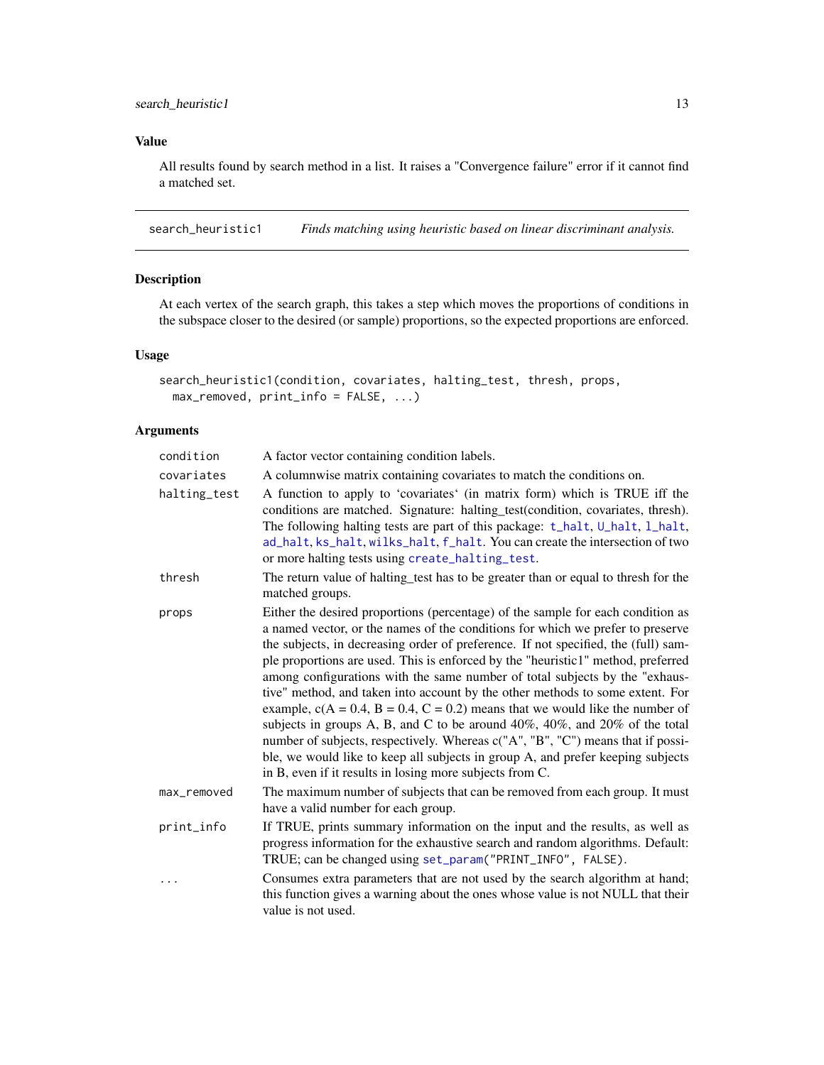### Value

All results found by search method in a list. It raises a "Convergence failure" error if it cannot find a matched set.

---

## search_heuristic1 *Finds matching using heuristic based on linear discriminant analysis.*

### Description

At each vertex of the search graph, this takes a step which moves the proportions of conditions in the subspace closer to the desired (or sample) proportions, so the expected proportions are enforced.

### Usage

```
search_heuristic1(condition, covariates, halting_test, thresh, props,
  max_removed, print_info = FALSE, ...)
```

### Arguments

| | |
|---|---|
| condition | A factor vector containing condition labels. |
| covariates | A columnwise matrix containing covariates to match the conditions on. |
| halting_test | A function to apply to 'covariates' (in matrix form) which is TRUE iff the conditions are matched. Signature: halting_test(condition, covariates, thresh). The following halting tests are part of this package: `t_halt`, `U_halt`, `l_halt`, `ad_halt`, `ks_halt`, `wilks_halt`, `f_halt`. You can create the intersection of two or more halting tests using `create_halting_test`. |
| thresh | The return value of halting_test has to be greater than or equal to thresh for the matched groups. |
| props | Either the desired proportions (percentage) of the sample for each condition as a named vector, or the names of the conditions for which we prefer to preserve the subjects, in decreasing order of preference. If not specified, the (full) sample proportions are used. This is enforced by the "heuristic1" method, preferred among configurations with the same number of total subjects by the "exhaustive" method, and taken into account by the other methods to some extent. For example, c(A = 0.4, B = 0.4, C = 0.2) means that we would like the number of subjects in groups A, B, and C to be around 40%, 40%, and 20% of the total number of subjects, respectively. Whereas c("A", "B", "C") means that if possible, we would like to keep all subjects in group A, and prefer keeping subjects in B, even if it results in losing more subjects from C. |
| max_removed | The maximum number of subjects that can be removed from each group. It must have a valid number for each group. |
| print_info | If TRUE, prints summary information on the input and the results, as well as progress information for the exhaustive search and random algorithms. Default: TRUE; can be changed using `set_param("PRINT_INFO", FALSE)`. |
| ... | Consumes extra parameters that are not used by the search algorithm at hand; this function gives a warning about the ones whose value is not NULL that their value is not used. |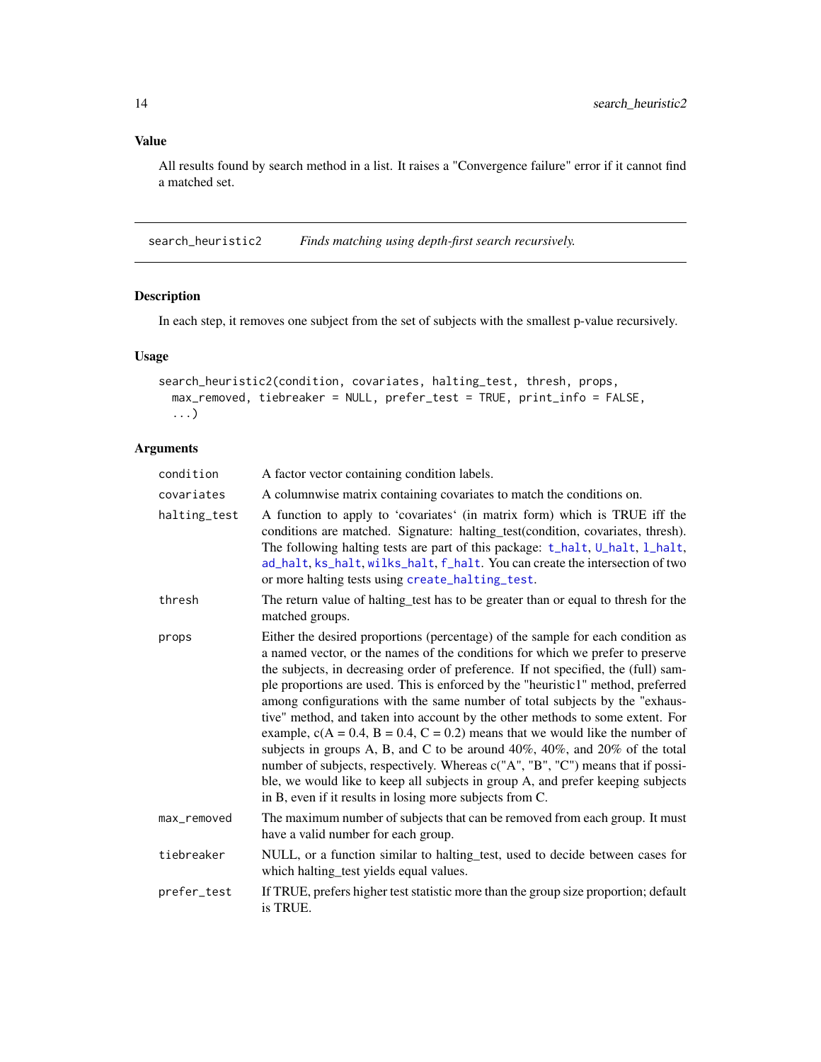### Value

All results found by search method in a list. It raises a "Convergence failure" error if it cannot find a matched set.

---

## search_heuristic2 — *Finds matching using depth-first search recursively.*

### Description

In each step, it removes one subject from the set of subjects with the smallest p-value recursively.

### Usage

```
search_heuristic2(condition, covariates, halting_test, thresh, props,
  max_removed, tiebreaker = NULL, prefer_test = TRUE, print_info = FALSE,
  ...)
```

### Arguments

| Argument | Description |
|---|---|
| `condition` | A factor vector containing condition labels. |
| `covariates` | A columnwise matrix containing covariates to match the conditions on. |
| `halting_test` | A function to apply to 'covariates' (in matrix form) which is TRUE iff the conditions are matched. Signature: halting_test(condition, covariates, thresh). The following halting tests are part of this package: `t_halt`, `U_halt`, `l_halt`, `ad_halt`, `ks_halt`, `wilks_halt`, `f_halt`. You can create the intersection of two or more halting tests using `create_halting_test`. |
| `thresh` | The return value of halting_test has to be greater than or equal to thresh for the matched groups. |
| `props` | Either the desired proportions (percentage) of the sample for each condition as a named vector, or the names of the conditions for which we prefer to preserve the subjects, in decreasing order of preference. If not specified, the (full) sample proportions are used. This is enforced by the "heuristic1" method, preferred among configurations with the same number of total subjects by the "exhaustive" method, and taken into account by the other methods to some extent. For example, c(A = 0.4, B = 0.4, C = 0.2) means that we would like the number of subjects in groups A, B, and C to be around 40%, 40%, and 20% of the total number of subjects, respectively. Whereas c("A", "B", "C") means that if possible, we would like to keep all subjects in group A, and prefer keeping subjects in B, even if it results in losing more subjects from C. |
| `max_removed` | The maximum number of subjects that can be removed from each group. It must have a valid number for each group. |
| `tiebreaker` | NULL, or a function similar to halting_test, used to decide between cases for which halting_test yields equal values. |
| `prefer_test` | If TRUE, prefers higher test statistic more than the group size proportion; default is TRUE. |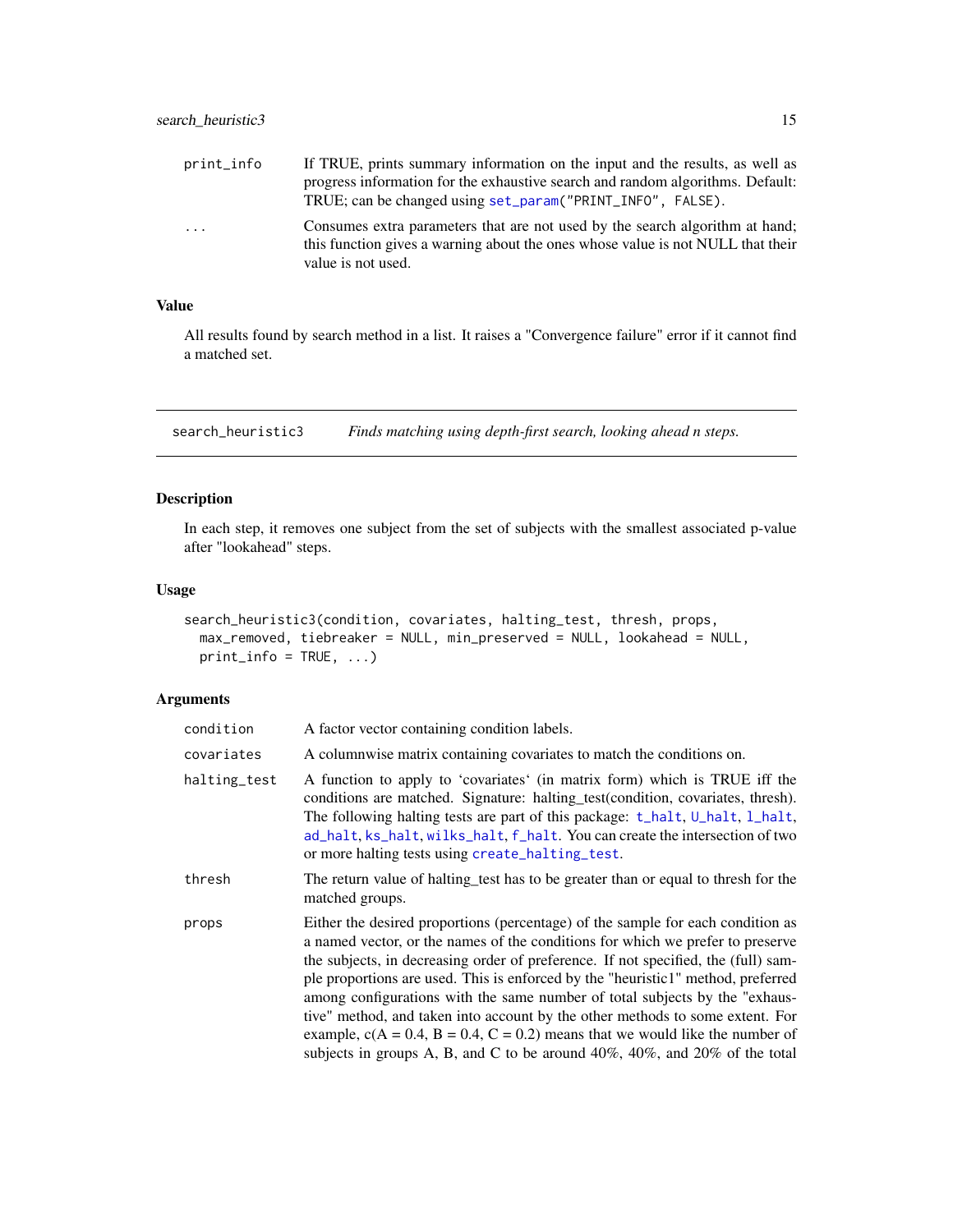| | |
|---|---|
| print_info | If TRUE, prints summary information on the input and the results, as well as progress information for the exhaustive search and random algorithms. Default: TRUE; can be changed using `set_param("PRINT_INFO", FALSE)`. |
| ... | Consumes extra parameters that are not used by the search algorithm at hand; this function gives a warning about the ones whose value is not NULL that their value is not used. |

### Value

All results found by search method in a list. It raises a "Convergence failure" error if it cannot find a matched set.

---

## search_heuristic3 — *Finds matching using depth-first search, looking ahead n steps.*

---

### Description

In each step, it removes one subject from the set of subjects with the smallest associated p-value after "lookahead" steps.

### Usage

```
search_heuristic3(condition, covariates, halting_test, thresh, props,
  max_removed, tiebreaker = NULL, min_preserved = NULL, lookahead = NULL,
  print_info = TRUE, ...)
```

### Arguments

| | |
|---|---|
| condition | A factor vector containing condition labels. |
| covariates | A columnwise matrix containing covariates to match the conditions on. |
| halting_test | A function to apply to 'covariates' (in matrix form) which is TRUE iff the conditions are matched. Signature: halting_test(condition, covariates, thresh). The following halting tests are part of this package: `t_halt`, `U_halt`, `l_halt`, `ad_halt`, `ks_halt`, `wilks_halt`, `f_halt`. You can create the intersection of two or more halting tests using `create_halting_test`. |
| thresh | The return value of halting_test has to be greater than or equal to thresh for the matched groups. |
| props | Either the desired proportions (percentage) of the sample for each condition as a named vector, or the names of the conditions for which we prefer to preserve the subjects, in decreasing order of preference. If not specified, the (full) sample proportions are used. This is enforced by the "heuristic1" method, preferred among configurations with the same number of total subjects by the "exhaustive" method, and taken into account by the other methods to some extent. For example, c(A = 0.4, B = 0.4, C = 0.2) means that we would like the number of subjects in groups A, B, and C to be around 40%, 40%, and 20% of the total |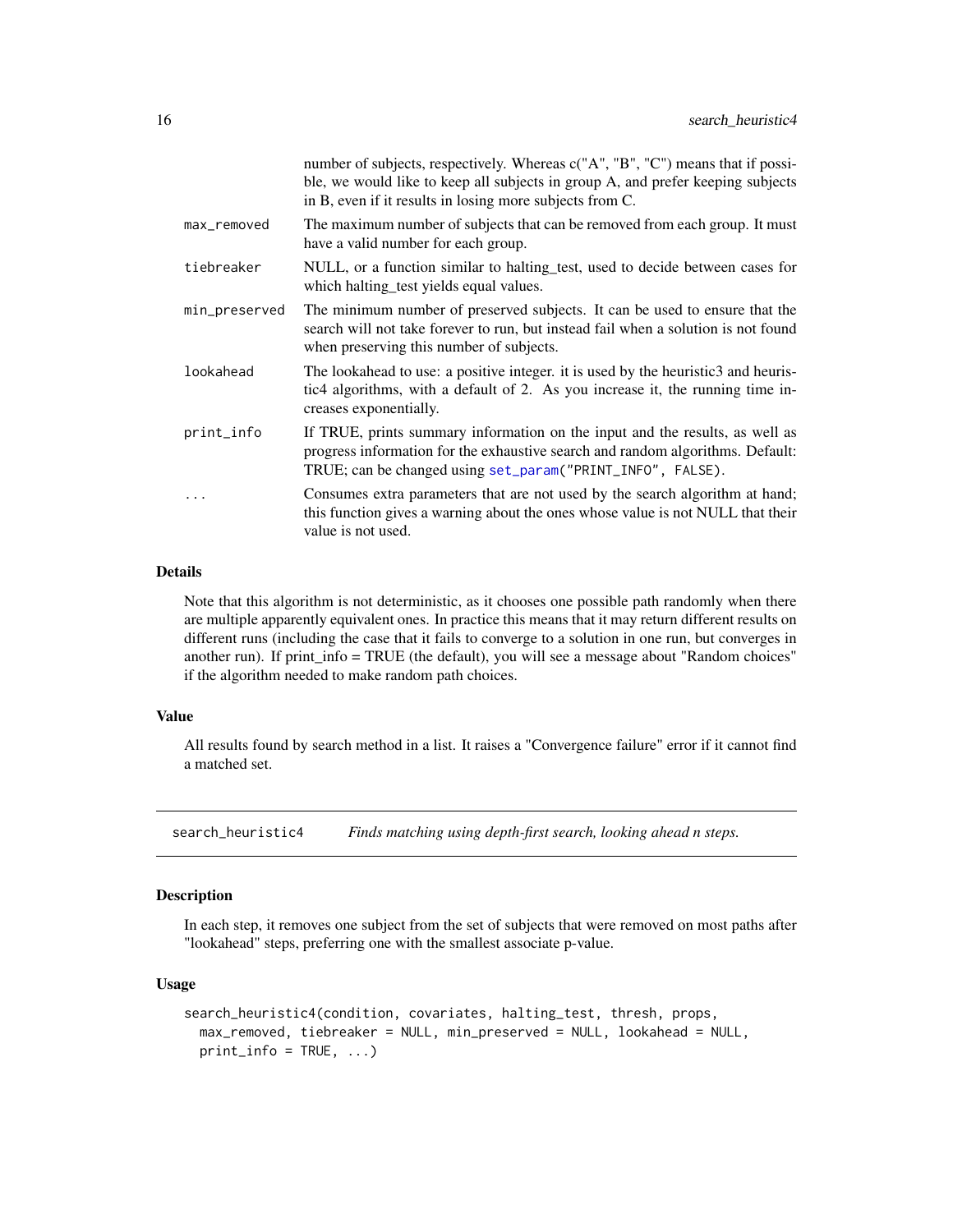number of subjects, respectively. Whereas c("A", "B", "C") means that if possible, we would like to keep all subjects in group A, and prefer keeping subjects in B, even if it results in losing more subjects from C.

| | |
|---|---|
| max_removed | The maximum number of subjects that can be removed from each group. It must have a valid number for each group. |
| tiebreaker | NULL, or a function similar to halting_test, used to decide between cases for which halting_test yields equal values. |
| min_preserved | The minimum number of preserved subjects. It can be used to ensure that the search will not take forever to run, but instead fail when a solution is not found when preserving this number of subjects. |
| lookahead | The lookahead to use: a positive integer. it is used by the heuristic3 and heuristic4 algorithms, with a default of 2. As you increase it, the running time increases exponentially. |
| print_info | If TRUE, prints summary information on the input and the results, as well as progress information for the exhaustive search and random algorithms. Default: TRUE; can be changed using `set_param("PRINT_INFO", FALSE)`. |
| ... | Consumes extra parameters that are not used by the search algorithm at hand; this function gives a warning about the ones whose value is not NULL that their value is not used. |

### Details

Note that this algorithm is not deterministic, as it chooses one possible path randomly when there are multiple apparently equivalent ones. In practice this means that it may return different results on different runs (including the case that it fails to converge to a solution in one run, but converges in another run). If print_info = TRUE (the default), you will see a message about "Random choices" if the algorithm needed to make random path choices.

### Value

All results found by search method in a list. It raises a "Convergence failure" error if it cannot find a matched set.

---

## search_heuristic4 — *Finds matching using depth-first search, looking ahead n steps.*

### Description

In each step, it removes one subject from the set of subjects that were removed on most paths after "lookahead" steps, preferring one with the smallest associate p-value.

### Usage

```
search_heuristic4(condition, covariates, halting_test, thresh, props,
  max_removed, tiebreaker = NULL, min_preserved = NULL, lookahead = NULL,
  print_info = TRUE, ...)
```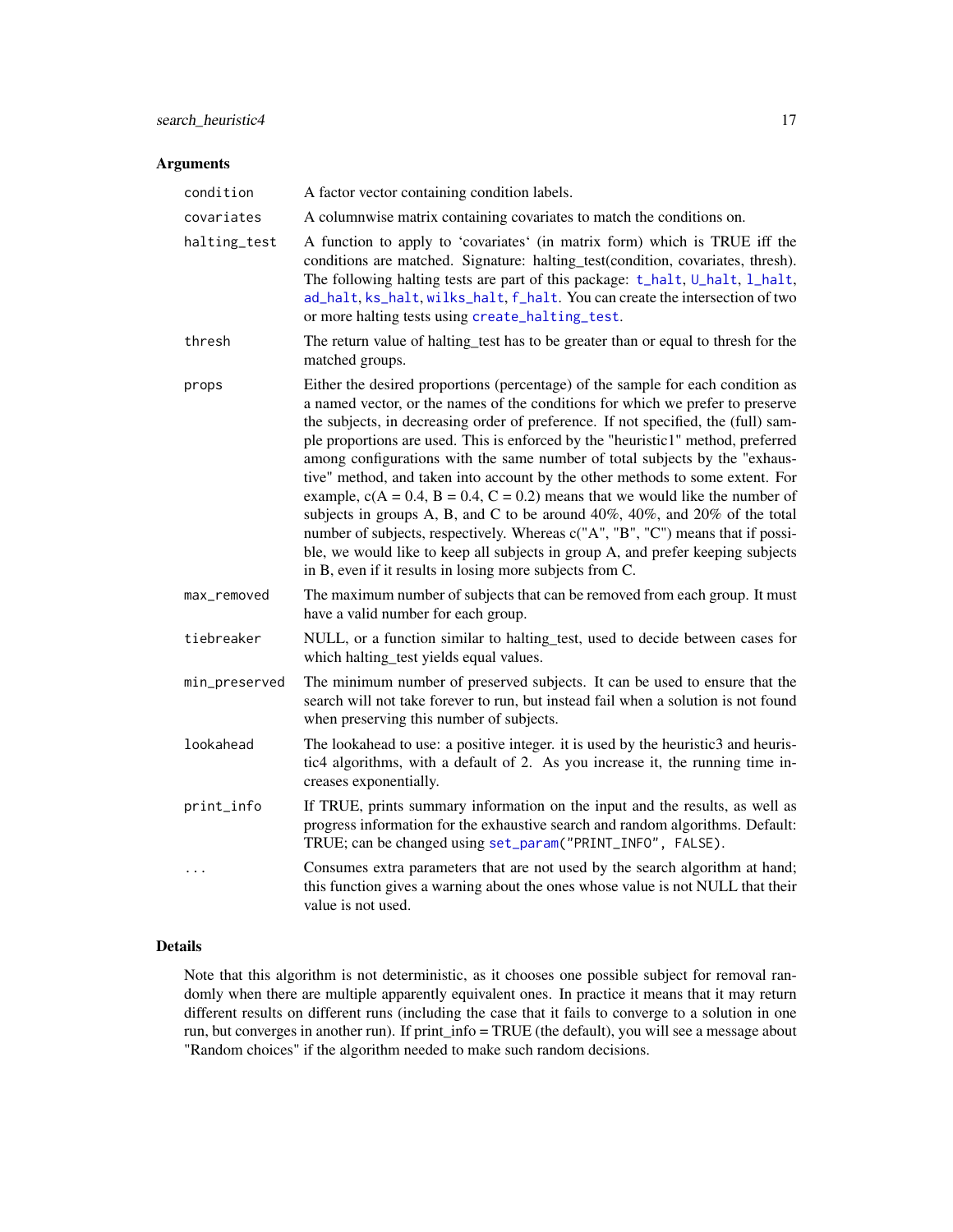## Arguments

| | |
|---|---|
| `condition` | A factor vector containing condition labels. |
| `covariates` | A columnwise matrix containing covariates to match the conditions on. |
| `halting_test` | A function to apply to 'covariates' (in matrix form) which is TRUE iff the conditions are matched. Signature: halting_test(condition, covariates, thresh). The following halting tests are part of this package: `t_halt`, `U_halt`, `l_halt`, `ad_halt`, `ks_halt`, `wilks_halt`, `f_halt`. You can create the intersection of two or more halting tests using `create_halting_test`. |
| `thresh` | The return value of halting_test has to be greater than or equal to thresh for the matched groups. |
| `props` | Either the desired proportions (percentage) of the sample for each condition as a named vector, or the names of the conditions for which we prefer to preserve the subjects, in decreasing order of preference. If not specified, the (full) sample proportions are used. This is enforced by the "heuristic1" method, preferred among configurations with the same number of total subjects by the "exhaustive" method, and taken into account by the other methods to some extent. For example, c(A = 0.4, B = 0.4, C = 0.2) means that we would like the number of subjects in groups A, B, and C to be around 40%, 40%, and 20% of the total number of subjects, respectively. Whereas c("A", "B", "C") means that if possible, we would like to keep all subjects in group A, and prefer keeping subjects in B, even if it results in losing more subjects from C. |
| `max_removed` | The maximum number of subjects that can be removed from each group. It must have a valid number for each group. |
| `tiebreaker` | NULL, or a function similar to halting_test, used to decide between cases for which halting_test yields equal values. |
| `min_preserved` | The minimum number of preserved subjects. It can be used to ensure that the search will not take forever to run, but instead fail when a solution is not found when preserving this number of subjects. |
| `lookahead` | The lookahead to use: a positive integer. it is used by the heuristic3 and heuristic4 algorithms, with a default of 2. As you increase it, the running time increases exponentially. |
| `print_info` | If TRUE, prints summary information on the input and the results, as well as progress information for the exhaustive search and random algorithms. Default: TRUE; can be changed using `set_param("PRINT_INFO", FALSE)`. |
| `...` | Consumes extra parameters that are not used by the search algorithm at hand; this function gives a warning about the ones whose value is not NULL that their value is not used. |

## Details

Note that this algorithm is not deterministic, as it chooses one possible subject for removal randomly when there are multiple apparently equivalent ones. In practice it means that it may return different results on different runs (including the case that it fails to converge to a solution in one run, but converges in another run). If print_info = TRUE (the default), you will see a message about "Random choices" if the algorithm needed to make such random decisions.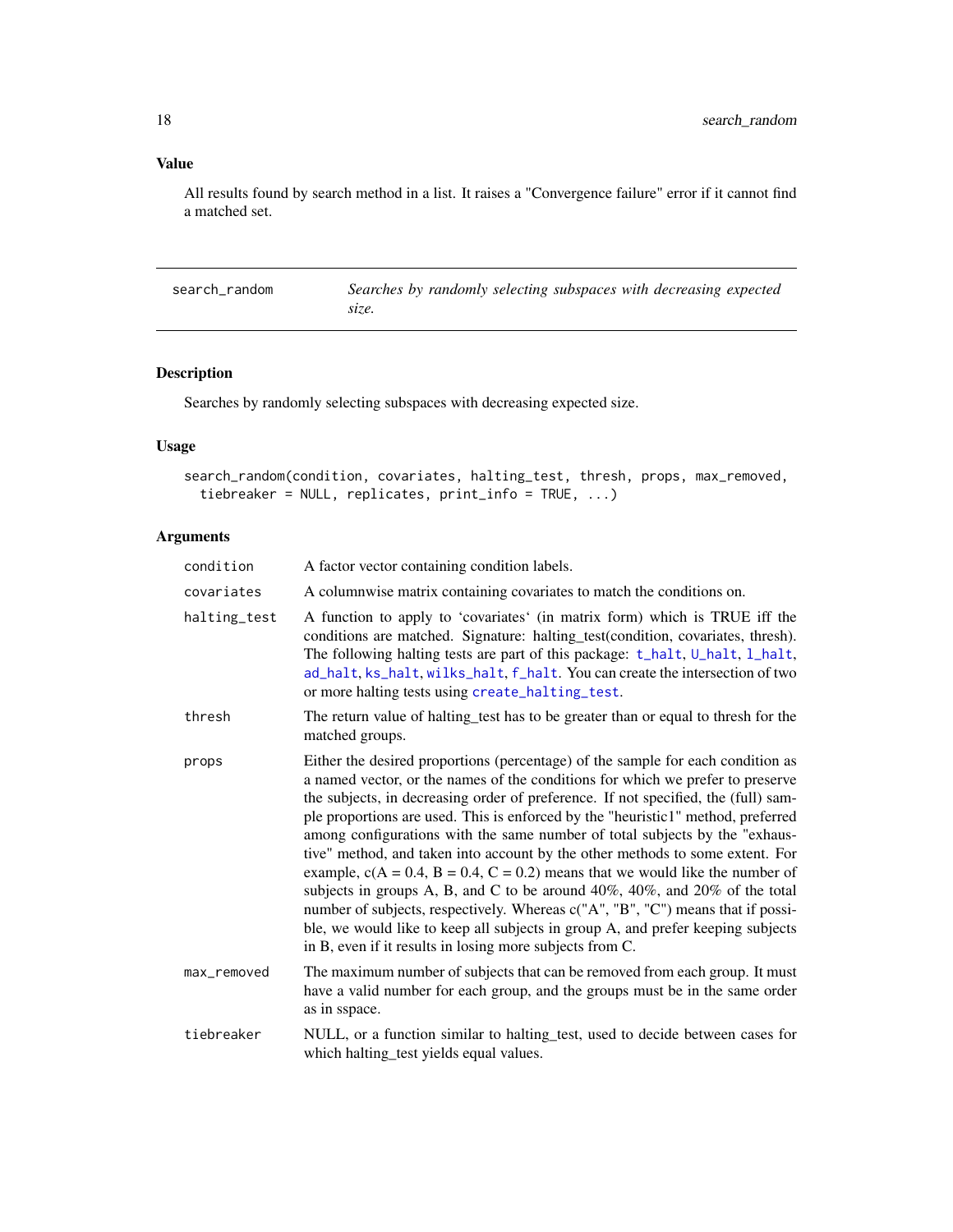### Value

All results found by search method in a list. It raises a "Convergence failure" error if it cannot find a matched set.

---

## search_random — *Searches by randomly selecting subspaces with decreasing expected size.*

---

### Description

Searches by randomly selecting subspaces with decreasing expected size.

### Usage

```
search_random(condition, covariates, halting_test, thresh, props, max_removed,
  tiebreaker = NULL, replicates, print_info = TRUE, ...)
```

### Arguments

| | |
|---|---|
| condition | A factor vector containing condition labels. |
| covariates | A columnwise matrix containing covariates to match the conditions on. |
| halting_test | A function to apply to 'covariates' (in matrix form) which is TRUE iff the conditions are matched. Signature: halting_test(condition, covariates, thresh). The following halting tests are part of this package: `t_halt`, `U_halt`, `l_halt`, `ad_halt`, `ks_halt`, `wilks_halt`, `f_halt`. You can create the intersection of two or more halting tests using `create_halting_test`. |
| thresh | The return value of halting_test has to be greater than or equal to thresh for the matched groups. |
| props | Either the desired proportions (percentage) of the sample for each condition as a named vector, or the names of the conditions for which we prefer to preserve the subjects, in decreasing order of preference. If not specified, the (full) sample proportions are used. This is enforced by the "heuristic1" method, preferred among configurations with the same number of total subjects by the "exhaustive" method, and taken into account by the other methods to some extent. For example, c(A = 0.4, B = 0.4, C = 0.2) means that we would like the number of subjects in groups A, B, and C to be around 40%, 40%, and 20% of the total number of subjects, respectively. Whereas c("A", "B", "C") means that if possible, we would like to keep all subjects in group A, and prefer keeping subjects in B, even if it results in losing more subjects from C. |
| max_removed | The maximum number of subjects that can be removed from each group. It must have a valid number for each group, and the groups must be in the same order as in sspace. |
| tiebreaker | NULL, or a function similar to halting_test, used to decide between cases for which halting_test yields equal values. |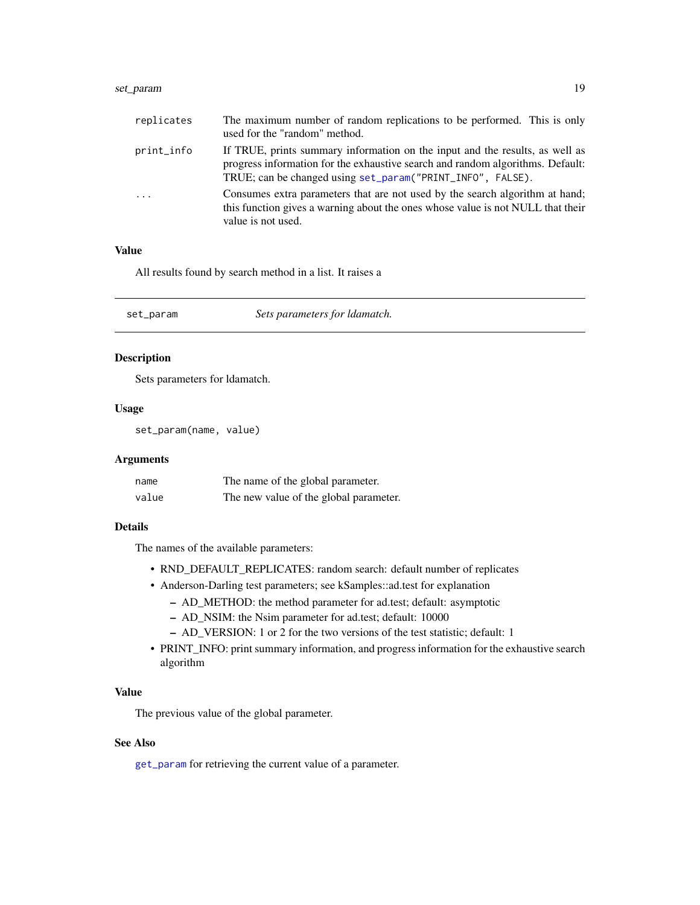| | |
|---|---|
| `replicates` | The maximum number of random replications to be performed. This is only used for the "random" method. |
| `print_info` | If TRUE, prints summary information on the input and the results, as well as progress information for the exhaustive search and random algorithms. Default: TRUE; can be changed using `set_param("PRINT_INFO", FALSE)`. |
| `...` | Consumes extra parameters that are not used by the search algorithm at hand; this function gives a warning about the ones whose value is not NULL that their value is not used. |

### Value

All results found by search method in a list. It raises a

---

`set_param` *Sets parameters for ldamatch.*

---

### Description

Sets parameters for ldamatch.

### Usage

```
set_param(name, value)
```

### Arguments

| | |
|---|---|
| `name` | The name of the global parameter. |
| `value` | The new value of the global parameter. |

### Details

The names of the available parameters:

- RND_DEFAULT_REPLICATES: random search: default number of replicates
- Anderson-Darling test parameters; see kSamples::ad.test for explanation
  - AD_METHOD: the method parameter for ad.test; default: asymptotic
  - AD_NSIM: the Nsim parameter for ad.test; default: 10000
  - AD_VERSION: 1 or 2 for the two versions of the test statistic; default: 1
- PRINT_INFO: print summary information, and progress information for the exhaustive search algorithm

### Value

The previous value of the global parameter.

### See Also

`get_param` for retrieving the current value of a parameter.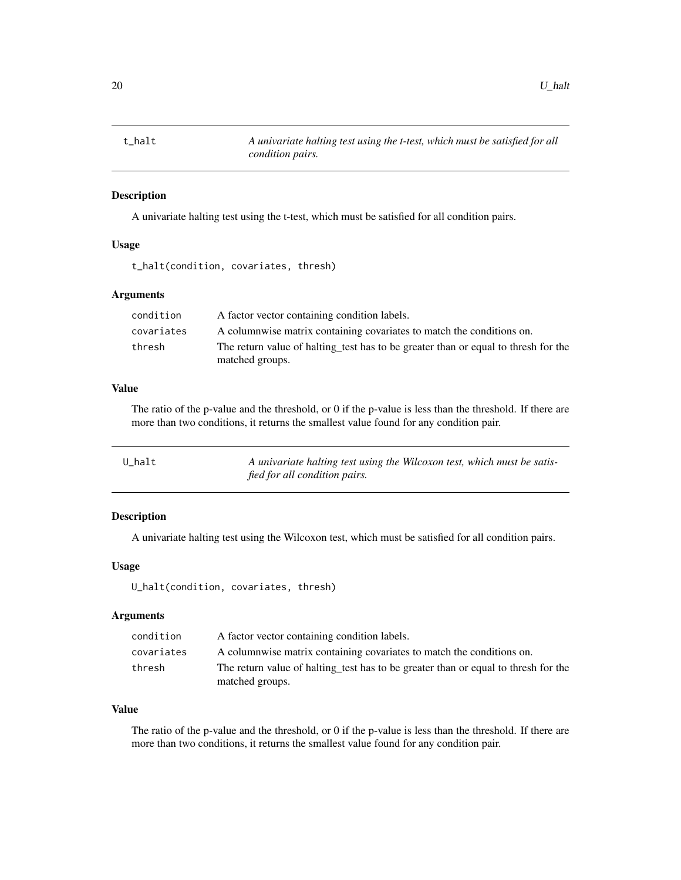## t_halt

*A univariate halting test using the t-test, which must be satisfied for all condition pairs.*

### Description

A univariate halting test using the t-test, which must be satisfied for all condition pairs.

### Usage

```
t_halt(condition, covariates, thresh)
```

### Arguments

| | |
|---|---|
| condition | A factor vector containing condition labels. |
| covariates | A columnwise matrix containing covariates to match the conditions on. |
| thresh | The return value of halting_test has to be greater than or equal to thresh for the matched groups. |

### Value

The ratio of the p-value and the threshold, or 0 if the p-value is less than the threshold. If there are more than two conditions, it returns the smallest value found for any condition pair.

## U_halt

*A univariate halting test using the Wilcoxon test, which must be satisfied for all condition pairs.*

### Description

A univariate halting test using the Wilcoxon test, which must be satisfied for all condition pairs.

### Usage

```
U_halt(condition, covariates, thresh)
```

### Arguments

| | |
|---|---|
| condition | A factor vector containing condition labels. |
| covariates | A columnwise matrix containing covariates to match the conditions on. |
| thresh | The return value of halting_test has to be greater than or equal to thresh for the matched groups. |

### Value

The ratio of the p-value and the threshold, or 0 if the p-value is less than the threshold. If there are more than two conditions, it returns the smallest value found for any condition pair.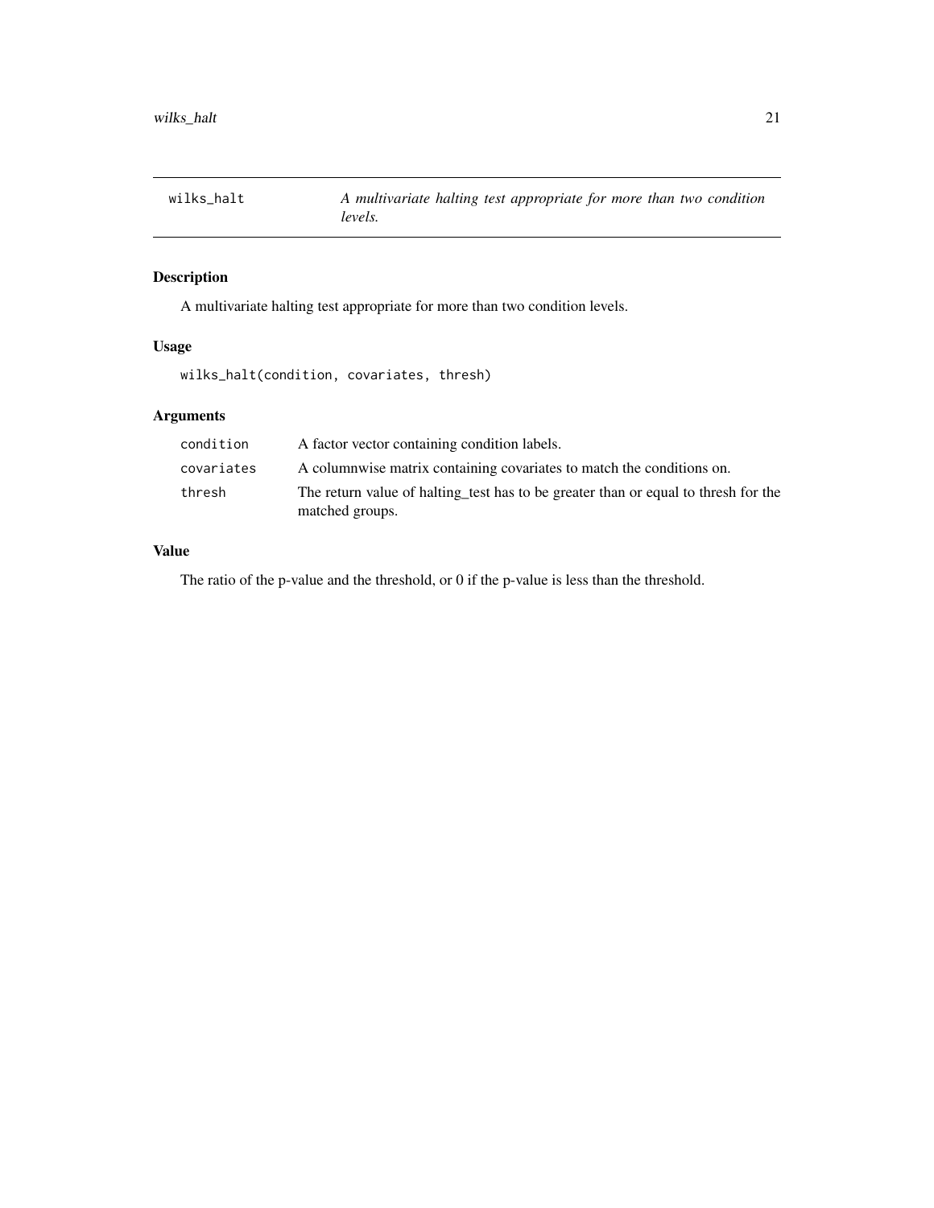## wilks_halt

*A multivariate halting test appropriate for more than two condition levels.*

### Description

A multivariate halting test appropriate for more than two condition levels.

### Usage

```
wilks_halt(condition, covariates, thresh)
```

### Arguments

| | |
|---|---|
| condition | A factor vector containing condition labels. |
| covariates | A columnwise matrix containing covariates to match the conditions on. |
| thresh | The return value of halting_test has to be greater than or equal to thresh for the matched groups. |

### Value

The ratio of the p-value and the threshold, or 0 if the p-value is less than the threshold.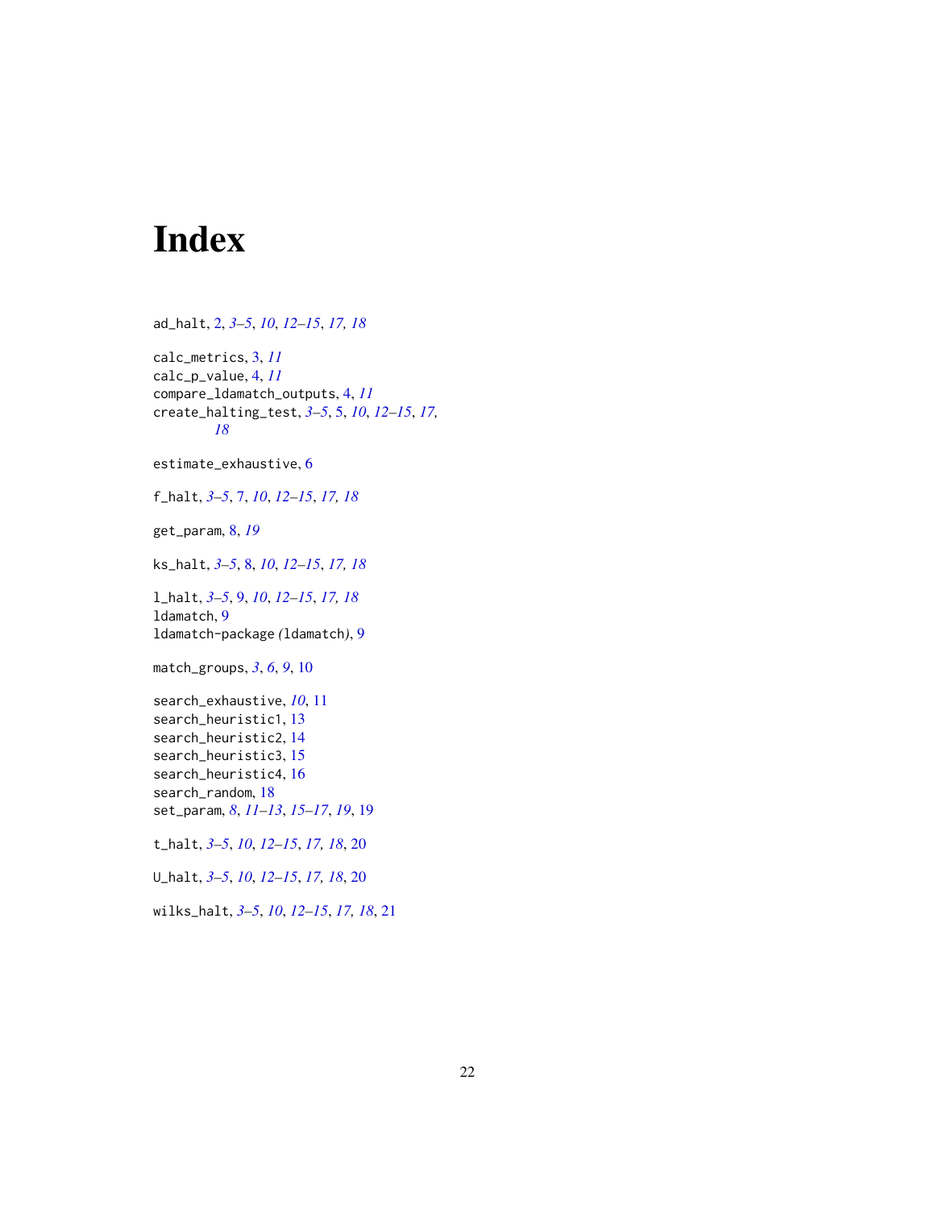# Index

ad_halt, 2, *3–5*, *10*, *12–15*, *17, 18*

calc_metrics, 3, *11*
calc_p_value, 4, *11*
compare_ldamatch_outputs, 4, *11*
create_halting_test, *3–5*, 5, *10*, *12–15*, *17, 18*

estimate_exhaustive, 6

f_halt, *3–5*, 7, *10*, *12–15*, *17, 18*

get_param, 8, *19*

ks_halt, *3–5*, 8, *10*, *12–15*, *17, 18*

l_halt, *3–5*, 9, *10*, *12–15*, *17, 18*
ldamatch, 9
ldamatch-package *(*ldamatch*)*, 9

match_groups, *3*, *6*, *9*, 10

search_exhaustive, *10*, 11
search_heuristic1, 13
search_heuristic2, 14
search_heuristic3, 15
search_heuristic4, 16
search_random, 18
set_param, *8*, *11–13*, *15–17*, *19*, 19

t_halt, *3–5*, *10*, *12–15*, *17, 18*, 20

U_halt, *3–5*, *10*, *12–15*, *17, 18*, 20

wilks_halt, *3–5*, *10*, *12–15*, *17, 18*, 21